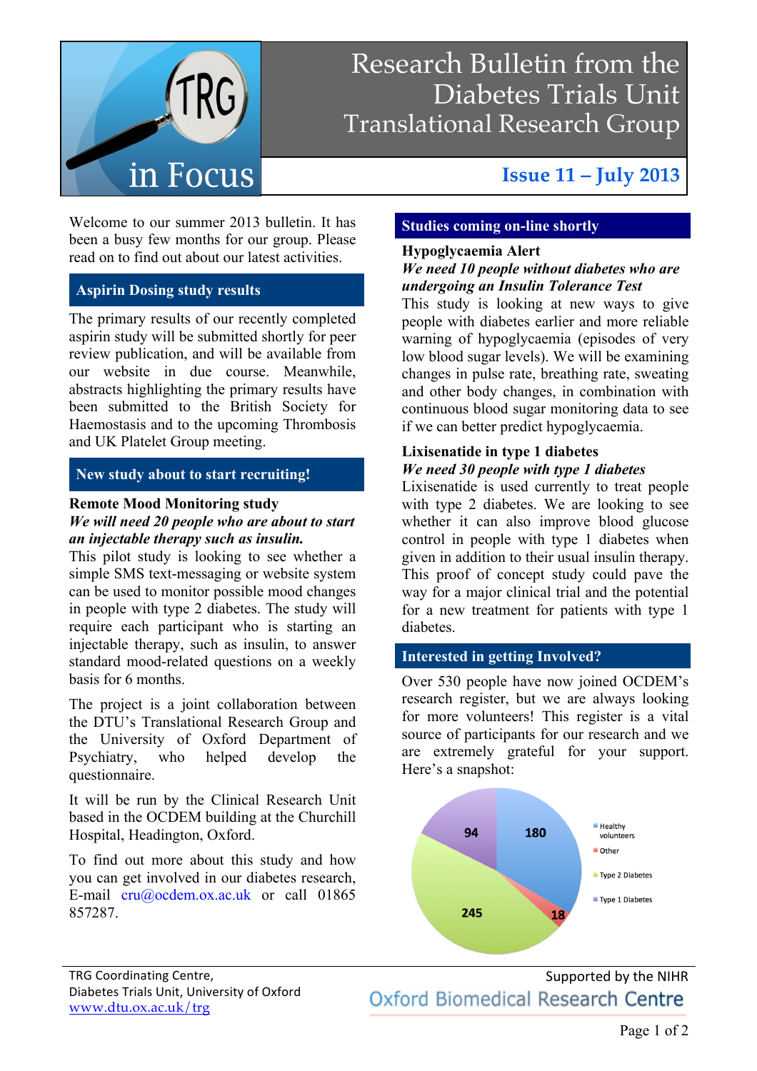# Research Bulletin from the Diabetes Trials Unit Translational Research Group

TRG in Focus

**Issue 11 – July 2013**

Welcome to our summer 2013 bulletin. It has been a busy few months for our group. Please read on to find out about our latest activities.

## Aspirin Dosing study results

The primary results of our recently completed aspirin study will be submitted shortly for peer review publication, and will be available from our website in due course. Meanwhile, abstracts highlighting the primary results have been submitted to the British Society for Haemostasis and to the upcoming Thrombosis and UK Platelet Group meeting.

## New study about to start recruiting!

**Remote Mood Monitoring study**

***We will need 20 people who are about to start an injectable therapy such as insulin.***

This pilot study is looking to see whether a simple SMS text-messaging or website system can be used to monitor possible mood changes in people with type 2 diabetes. The study will require each participant who is starting an injectable therapy, such as insulin, to answer standard mood-related questions on a weekly basis for 6 months.

The project is a joint collaboration between the DTU's Translational Research Group and the University of Oxford Department of Psychiatry, who helped develop the questionnaire.

It will be run by the Clinical Research Unit based in the OCDEM building at the Churchill Hospital, Headington, Oxford.

To find out more about this study and how you can get involved in our diabetes research, E-mail cru@ocdem.ox.ac.uk or call 01865 857287.

## Studies coming on-line shortly

**Hypoglycaemia Alert**

***We need 10 people without diabetes who are undergoing an Insulin Tolerance Test***

This study is looking at new ways to give people with diabetes earlier and more reliable warning of hypoglycaemia (episodes of very low blood sugar levels). We will be examining changes in pulse rate, breathing rate, sweating and other body changes, in combination with continuous blood sugar monitoring data to see if we can better predict hypoglycaemia.

**Lixisenatide in type 1 diabetes**

***We need 30 people with type 1 diabetes***

Lixisenatide is used currently to treat people with type 2 diabetes. We are looking to see whether it can also improve blood glucose control in people with type 1 diabetes when given in addition to their usual insulin therapy. This proof of concept study could pave the way for a major clinical trial and the potential for a new treatment for patients with type 1 diabetes.

## Interested in getting Involved?

Over 530 people have now joined OCDEM's research register, but we are always looking for more volunteers! This register is a vital source of participants for our research and we are extremely grateful for your support. Here's a snapshot:

| Category | Number |
|---|---|
| Healthy volunteers | 180 |
| Other | 18 |
| Type 2 Diabetes | 245 |
| Type 1 Diabetes | 94 |

TRG Coordinating Centre,
Diabetes Trials Unit, University of Oxford
www.dtu.ox.ac.uk/trg

Supported by the NIHR
Oxford Biomedical Research Centre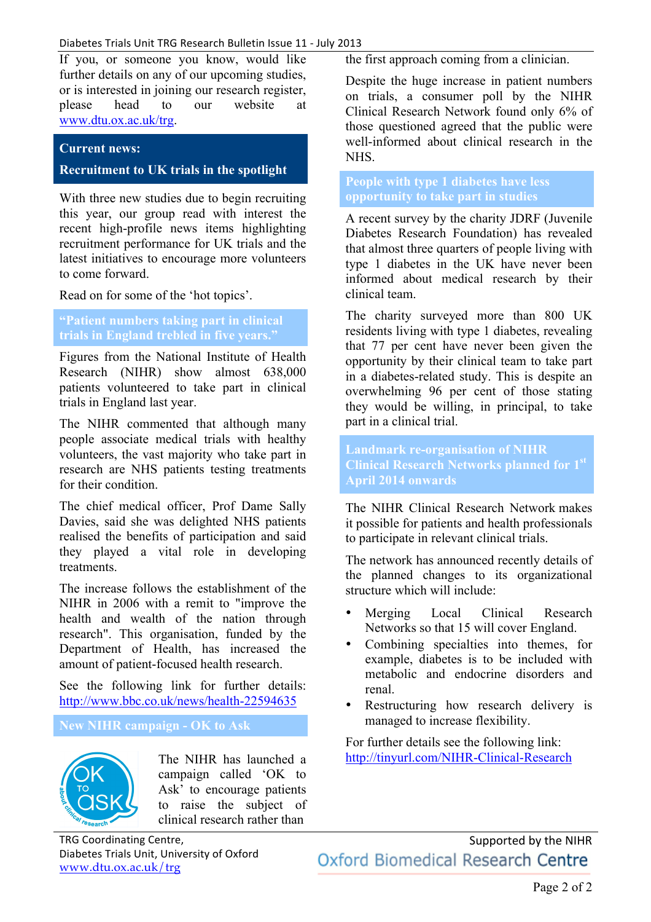If you, or someone you know, would like further details on any of our upcoming studies, or is interested in joining our research register, please head to our website at www.dtu.ox.ac.uk/trg.

## Current news: Recruitment to UK trials in the spotlight

With three new studies due to begin recruiting this year, our group read with interest the recent high-profile news items highlighting recruitment performance for UK trials and the latest initiatives to encourage more volunteers to come forward.

Read on for some of the 'hot topics'.

### "Patient numbers taking part in clinical trials in England trebled in five years."

Figures from the National Institute of Health Research (NIHR) show almost 638,000 patients volunteered to take part in clinical trials in England last year.

The NIHR commented that although many people associate medical trials with healthy volunteers, the vast majority who take part in research are NHS patients testing treatments for their condition.

The chief medical officer, Prof Dame Sally Davies, said she was delighted NHS patients realised the benefits of participation and said they played a vital role in developing treatments.

The increase follows the establishment of the NIHR in 2006 with a remit to "improve the health and wealth of the nation through research". This organisation, funded by the Department of Health, has increased the amount of patient-focused health research.

See the following link for further details: http://www.bbc.co.uk/news/health-22594635

### New NIHR campaign - OK to Ask

The NIHR has launched a campaign called 'OK to Ask' to encourage patients to raise the subject of clinical research rather than the first approach coming from a clinician.

Despite the huge increase in patient numbers on trials, a consumer poll by the NIHR Clinical Research Network found only 6% of those questioned agreed that the public were well-informed about clinical research in the NHS.

### People with type 1 diabetes have less opportunity to take part in studies

A recent survey by the charity JDRF (Juvenile Diabetes Research Foundation) has revealed that almost three quarters of people living with type 1 diabetes in the UK have never been informed about medical research by their clinical team.

The charity surveyed more than 800 UK residents living with type 1 diabetes, revealing that 77 per cent have never been given the opportunity by their clinical team to take part in a diabetes-related study. This is despite an overwhelming 96 per cent of those stating they would be willing, in principal, to take part in a clinical trial.

### Landmark re-organisation of NIHR Clinical Research Networks planned for 1st April 2014 onwards

The NIHR Clinical Research Network makes it possible for patients and health professionals to participate in relevant clinical trials.

The network has announced recently details of the planned changes to its organizational structure which will include:

- Merging Local Clinical Research Networks so that 15 will cover England.
- Combining specialties into themes, for example, diabetes is to be included with metabolic and endocrine disorders and renal.
- Restructuring how research delivery is managed to increase flexibility.

For further details see the following link: http://tinyurl.com/NIHR-Clinical-Research

TRG Coordinating Centre,
Diabetes Trials Unit, University of Oxford
www.dtu.ox.ac.uk/trg

Supported by the NIHR
Oxford Biomedical Research Centre